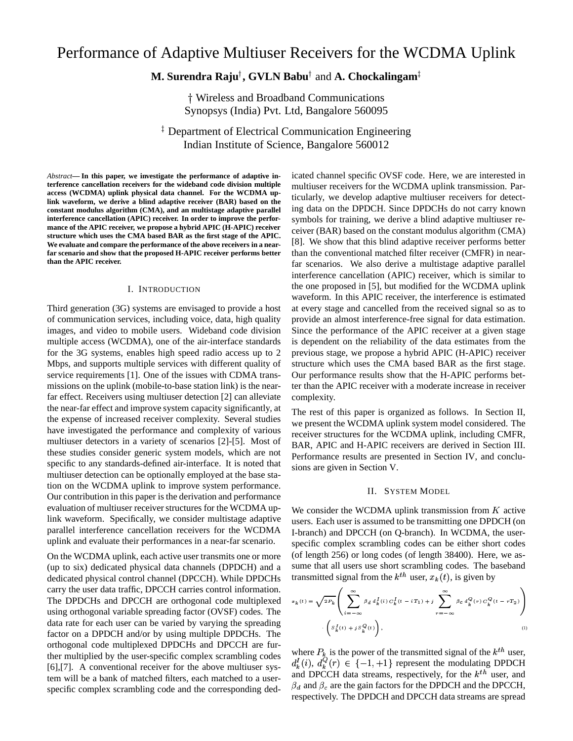# Performance of Adaptive Multiuser Receivers for the WCDMA Uplink

**M. Surendra Raju**†**, GVLN Babu**† and **A. Chockalingam**‡

† Wireless and Broadband Communications
Synopsys (India) Pvt. Ltd, Bangalore 560095

‡ Department of Electrical Communication Engineering
Indian Institute of Science, Bangalore 560012

*Abstract*— **In this paper, we investigate the performance of adaptive interference cancellation receivers for the wideband code division multiple access (WCDMA) uplink physical data channel. For the WCDMA uplink waveform, we derive a blind adaptive receiver (BAR) based on the constant modulus algorithm (CMA), and an multistage adaptive parallel interference cancellation (APIC) receiver. In order to improve the performance of the APIC receiver, we propose a hybrid APIC (H-APIC) receiver structure which uses the CMA based BAR as the first stage of the APIC. We evaluate and compare the performance of the above receivers in a near-far scenario and show that the proposed H-APIC receiver performs better than the APIC receiver.**

## I. Introduction

Third generation (3G) systems are envisaged to provide a host of communication services, including voice, data, high quality images, and video to mobile users. Wideband code division multiple access (WCDMA), one of the air-interface standards for the 3G systems, enables high speed radio access up to 2 Mbps, and supports multiple services with different quality of service requirements [1]. One of the issues with CDMA transmissions on the uplink (mobile-to-base station link) is the near-far effect. Receivers using multiuser detection [2] can alleviate the near-far effect and improve system capacity significantly, at the expense of increased receiver complexity. Several studies have investigated the performance and complexity of various multiuser detectors in a variety of scenarios [2]-[5]. Most of these studies consider generic system models, which are not specific to any standards-defined air-interface. It is noted that multiuser detection can be optionally employed at the base station on the WCDMA uplink to improve system performance. Our contribution in this paper is the derivation and performance evaluation of multiuser receiver structures for the WCDMA uplink waveform. Specifically, we consider multistage adaptive parallel interference cancellation receivers for the WCDMA uplink and evaluate their performances in a near-far scenario.

On the WCDMA uplink, each active user transmits one or more (up to six) dedicated physical data channels (DPDCH) and a dedicated physical control channel (DPCCH). While DPDCHs carry the user data traffic, DPCCH carries control information. The DPDCHs and DPCCH are orthogonal code multiplexed using orthogonal variable spreading factor (OVSF) codes. The data rate for each user can be varied by varying the spreading factor on a DPDCH and/or by using multiple DPDCHs. The orthogonal code multiplexed DPDCHs and DPCCH are further multiplied by the user-specific complex scrambling codes [6],[7]. A conventional receiver for the above multiuser system will be a bank of matched filters, each matched to a user-specific complex scrambling code and the corresponding dedicated channel specific OVSF code. Here, we are interested in multiuser receivers for the WCDMA uplink transmission. Particularly, we develop adaptive multiuser receivers for detecting data on the DPDCH. Since DPDCHs do not carry known symbols for training, we derive a blind adaptive multiuser receiver (BAR) based on the constant modulus algorithm (CMA) [8]. We show that this blind adaptive receiver performs better than the conventional matched filter receiver (CMFR) in near-far scenarios. We also derive a multistage adaptive parallel interference cancellation (APIC) receiver, which is similar to the one proposed in [5], but modified for the WCDMA uplink waveform. In this APIC receiver, the interference is estimated at every stage and cancelled from the received signal so as to provide an almost interference-free signal for data estimation. Since the performance of the APIC receiver at a given stage is dependent on the reliability of the data estimates from the previous stage, we propose a hybrid APIC (H-APIC) receiver structure which uses the CMA based BAR as the first stage. Our performance results show that the H-APIC performs better than the APIC receiver with a moderate increase in receiver complexity.

The rest of this paper is organized as follows. In Section II, we present the WCDMA uplink system model considered. The receiver structures for the WCDMA uplink, including CMFR, BAR, APIC and H-APIC receivers are derived in Section III. Performance results are presented in Section IV, and conclusions are given in Section V.

## II. System Model

We consider the WCDMA uplink transmission from $K$ active users. Each user is assumed to be transmitting one DPDCH (on I-branch) and DPCCH (on Q-branch). In WCDMA, the user-specific complex scrambling codes can be either short codes (of length 256) or long codes (of length 38400). Here, we assume that all users use short scrambling codes. The baseband transmitted signal from the $k^{th}$ user, $x_k(t)$, is given by

$$x_k(t) = \sqrt{2P_k}\left(\sum_{i=-\infty}^{\infty} \beta_d\, d_k^I(i)\, C_k^I(t - iT_1) + j\sum_{r=-\infty}^{\infty} \beta_c\, d_k^Q(r)\, C_k^Q(t - rT_2)\right) \cdot \left(S_k^I(t) + jS_k^Q(t)\right), \tag{1}$$

where $P_k$ is the power of the transmitted signal of the $k^{th}$ user, $d_k^I(i)$, $d_k^Q(r) \in \{-1, +1\}$ represent the modulating DPDCH and DPCCH data streams, respectively, for the $k^{th}$ user, and $\beta_d$ and $\beta_c$ are the gain factors for the DPDCH and the DPCCH, respectively. The DPDCH and DPCCH data streams are spread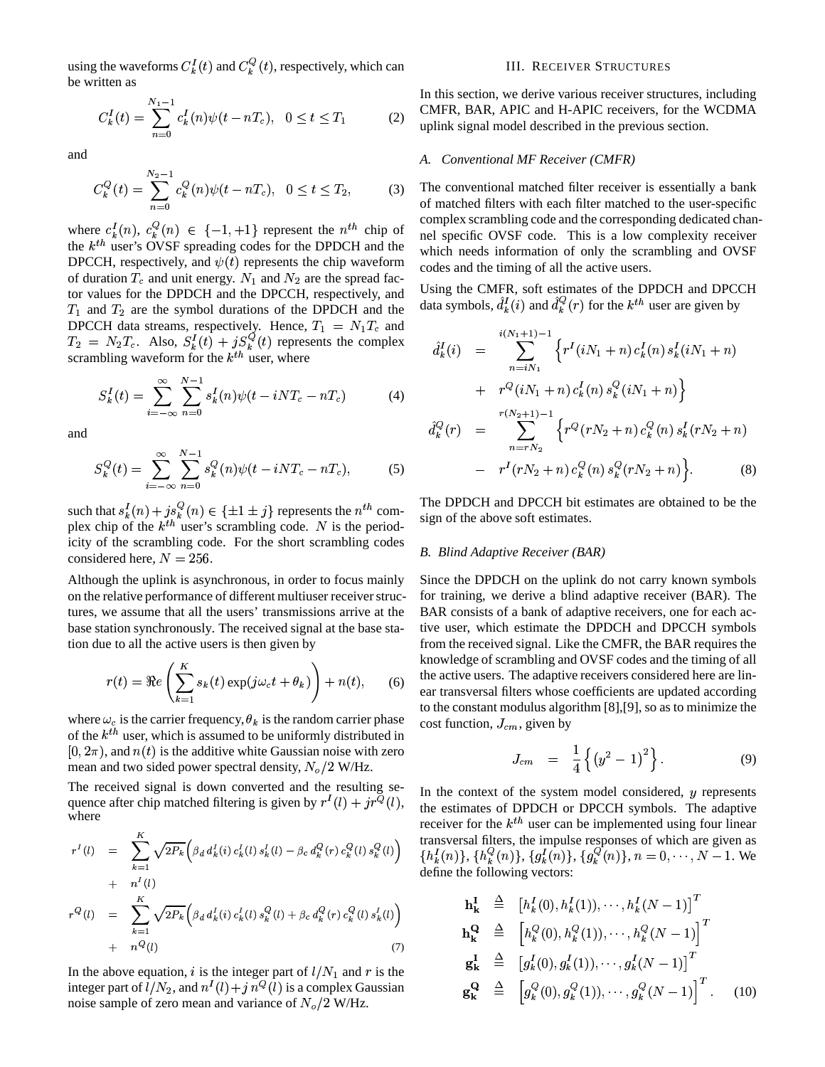using the waveforms $C_k^I(t)$ and $C_k^Q(t)$, respectively, which can be written as

$$C_k^I(t) = \sum_{n=0}^{N_1-1} c_k^I(n)\psi(t - nT_c), \quad 0 \le t \le T_1 \tag{2}$$

and

$$C_k^Q(t) = \sum_{n=0}^{N_2-1} c_k^Q(n)\psi(t - nT_c), \quad 0 \le t \le T_2, \tag{3}$$

where $c_k^I(n),\ c_k^Q(n) \in \{-1, +1\}$ represent the $n^{th}$ chip of the $k^{th}$ user's OVSF spreading codes for the DPDCH and the DPCCH, respectively, and $\psi(t)$ represents the chip waveform of duration $T_c$ and unit energy. $N_1$ and $N_2$ are the spread factor values for the DPDCH and the DPCCH, respectively, and $T_1$ and $T_2$ are the symbol durations of the DPDCH and the DPCCH data streams, respectively. Hence, $T_1 = N_1 T_c$ and $T_2 = N_2 T_c$. Also, $S_k^I(t) + jS_k^Q(t)$ represents the complex scrambling waveform for the $k^{th}$ user, where

$$S_k^I(t) = \sum_{i=-\infty}^{\infty} \sum_{n=0}^{N-1} s_k^I(n)\psi(t - iNT_c - nT_c) \tag{4}$$

and

$$S_k^Q(t) = \sum_{i=-\infty}^{\infty} \sum_{n=0}^{N-1} s_k^Q(n)\psi(t - iNT_c - nT_c), \tag{5}$$

such that $s_k^I(n) + js_k^Q(n) \in \{\pm 1 \pm j\}$ represents the $n^{th}$ complex chip of the $k^{th}$ user's scrambling code. $N$ is the periodicity of the scrambling code. For the short scrambling codes considered here, $N = 256$.

Although the uplink is asynchronous, in order to focus mainly on the relative performance of different multiuser receiver structures, we assume that all the users' transmissions arrive at the base station synchronously. The received signal at the base station due to all the active users is then given by

$$r(t) = \Re e\left(\sum_{k=1}^{K} s_k(t)\exp(j\omega_c t + \theta_k)\right) + n(t), \tag{6}$$

where $\omega_c$ is the carrier frequency, $\theta_k$ is the random carrier phase of the $k^{th}$ user, which is assumed to be uniformly distributed in $[0, 2\pi)$, and $n(t)$ is the additive white Gaussian noise with zero mean and two sided power spectral density, $N_o/2$ W/Hz.

The received signal is down converted and the resulting sequence after chip matched filtering is given by $r^I(l) + jr^Q(l)$, where

$$\begin{aligned}
r^I(l) &= \sum_{k=1}^{K} \sqrt{2P_k}\Big(\beta_d\, d_k^I(i)\, c_k^I(l)\, s_k^I(l) - \beta_c\, d_k^Q(r)\, c_k^Q(l)\, s_k^Q(l)\Big) \\
&\quad + n^I(l) \\
r^Q(l) &= \sum_{k=1}^{K} \sqrt{2P_k}\Big(\beta_d\, d_k^I(i)\, c_k^I(l)\, s_k^Q(l) + \beta_c\, d_k^Q(r)\, c_k^Q(l)\, s_k^I(l)\Big) \\
&\quad + n^Q(l)
\end{aligned} \tag{7}$$

In the above equation, $i$ is the integer part of $l/N_1$ and $r$ is the integer part of $l/N_2$, and $n^I(l) + j\, n^Q(l)$ is a complex Gaussian noise sample of zero mean and variance of $N_o/2$ W/Hz.

## III. Receiver Structures

In this section, we derive various receiver structures, including CMFR, BAR, APIC and H-APIC receivers, for the WCDMA uplink signal model described in the previous section.

### A. Conventional MF Receiver (CMFR)

The conventional matched filter receiver is essentially a bank of matched filters with each filter matched to the user-specific complex scrambling code and the corresponding dedicated channel specific OVSF code. This is a low complexity receiver which needs information of only the scrambling and OVSF codes and the timing of all the active users.

Using the CMFR, soft estimates of the DPDCH and DPCCH data symbols, $\hat{d}_k^I(i)$ and $\hat{d}_k^Q(r)$ for the $k^{th}$ user are given by

$$\begin{aligned}
\hat{d}_k^I(i) &= \sum_{n=iN_1}^{i(N_1+1)-1} \Big\{ r^I(iN_1+n)\, c_k^I(n)\, s_k^I(iN_1+n) \\
&\quad + r^Q(iN_1+n)\, c_k^I(n)\, s_k^Q(iN_1+n) \Big\} \\
\hat{d}_k^Q(r) &= \sum_{n=rN_2}^{r(N_2+1)-1} \Big\{ r^Q(rN_2+n)\, c_k^Q(n)\, s_k^I(rN_2+n) \\
&\quad - r^I(rN_2+n)\, c_k^Q(n)\, s_k^Q(rN_2+n) \Big\}.
\end{aligned} \tag{8}$$

The DPDCH and DPCCH bit estimates are obtained to be the sign of the above soft estimates.

### B. Blind Adaptive Receiver (BAR)

Since the DPDCH on the uplink do not carry known symbols for training, we derive a blind adaptive receiver (BAR). The BAR consists of a bank of adaptive receivers, one for each active user, which estimate the DPDCH and DPCCH symbols from the received signal. Like the CMFR, the BAR requires the knowledge of scrambling and OVSF codes and the timing of all the active users. The adaptive receivers considered here are linear transversal filters whose coefficients are updated according to the constant modulus algorithm [8],[9], so as to minimize the cost function, $J_{cm}$, given by

$$J_{cm} = \frac{1}{4}\left\{\left(y^2 - 1\right)^2\right\}. \tag{9}$$

In the context of the system model considered, $y$ represents the estimates of DPDCH or DPCCH symbols. The adaptive receiver for the $k^{th}$ user can be implemented using four linear transversal filters, the impulse responses of which are given as $\{h_k^I(n)\}, \{h_k^Q(n)\}, \{g_k^I(n)\}, \{g_k^Q(n)\}, n = 0, \cdots, N-1$. We define the following vectors:

$$\begin{aligned}
\mathbf{h_k^I} &\triangleq \left[h_k^I(0), h_k^I(1)), \cdots, h_k^I(N-1)\right]^T \\
\mathbf{h_k^Q} &\triangleq \left[h_k^Q(0), h_k^Q(1)), \cdots, h_k^Q(N-1)\right]^T \\
\mathbf{g_k^I} &\triangleq \left[g_k^I(0), g_k^I(1)), \cdots, g_k^I(N-1)\right]^T \\
\mathbf{g_k^Q} &\triangleq \left[g_k^Q(0), g_k^Q(1)), \cdots, g_k^Q(N-1)\right]^T.
\end{aligned} \tag{10}$$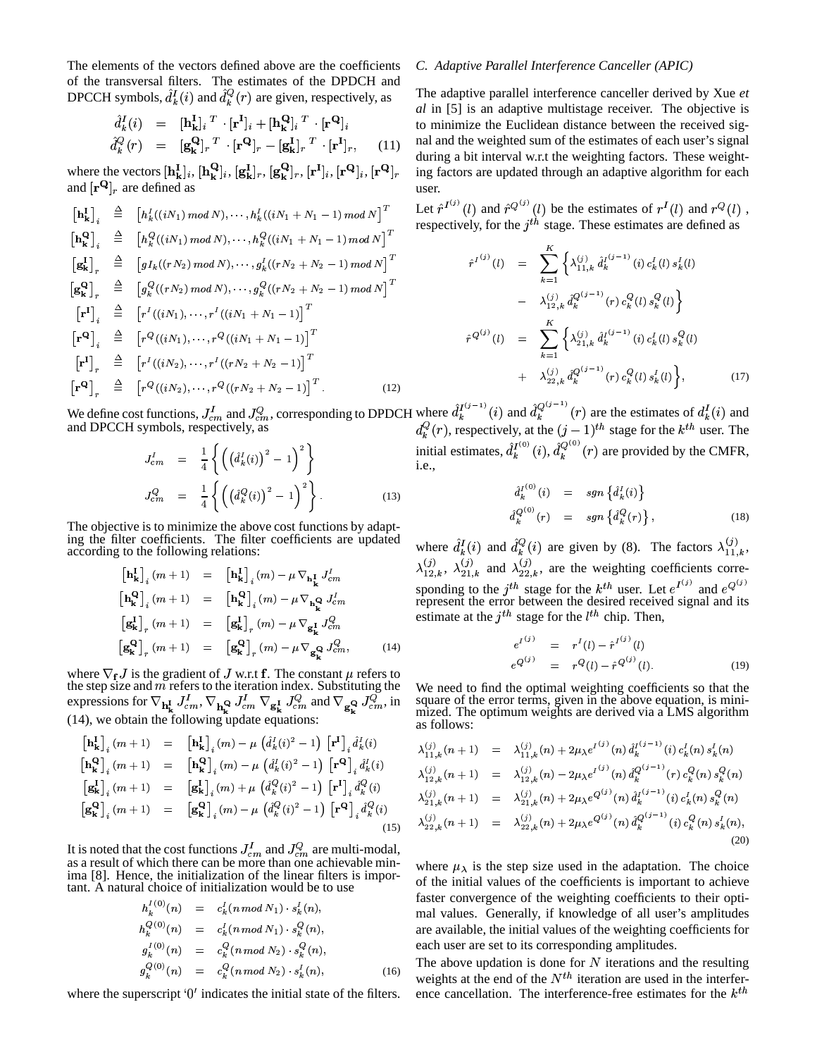The elements of the vectors defined above are the coefficients of the transversal filters. The estimates of the DPDCH and DPCCH symbols, $\hat{d}_k^I(i)$ and $\hat{d}_k^Q(r)$ are given, respectively, as

$$
\begin{aligned}
\hat{d}_k^I(i) &= [\mathbf{h_k^I}]_i^{\,T} \cdot [\mathbf{r^I}]_i + [\mathbf{h_k^Q}]_i^{\,T} \cdot [\mathbf{r^Q}]_i \\
\hat{d}_k^Q(r) &= [\mathbf{g_k^Q}]_r^{\,T} \cdot [\mathbf{r^Q}]_r - [\mathbf{g_k^I}]_r^{\,T} \cdot [\mathbf{r^I}]_r,
\end{aligned} \tag{11}
$$

where the vectors $[\mathbf{h_k^I}]_i$, $[\mathbf{h_k^Q}]_i$, $[\mathbf{g_k^I}]_r$, $[\mathbf{g_k^Q}]_r$, $[\mathbf{r^I}]_i$, $[\mathbf{r^Q}]_i$, $[\mathbf{r^Q}]_r$ and $[\mathbf{r^Q}]_r$ are defined as

$$
\begin{aligned}
\left[\mathbf{h_k^I}\right]_i &\triangleq \left[h_k^I((iN_1)\, mod\, N), \cdots, h_k^I((iN_1+N_1-1)\, mod\, N\right]^T \\
\left[\mathbf{h_k^Q}\right]_i &\triangleq \left[h_k^Q((iN_1)\, mod\, N), \cdots, h_k^Q((iN_1+N_1-1)\, mod\, N\right]^T \\
\left[\mathbf{g_k^I}\right]_r &\triangleq \left[gI_k((rN_2)\, mod\, N), \cdots, g_k^I((rN_2+N_2-1)\, mod\, N\right]^T \\
\left[\mathbf{g_k^Q}\right]_r &\triangleq \left[g_k^Q((rN_2)\, mod\, N), \cdots, g_k^Q((rN_2+N_2-1)\, mod\, N\right]^T \\
\left[\mathbf{r^I}\right]_i &\triangleq \left[r^I((iN_1), \cdots, r^I((iN_1+N_1-1)\right]^T \\
\left[\mathbf{r^Q}\right]_i &\triangleq \left[r^Q((iN_1), \cdots, r^Q((iN_1+N_1-1)\right]^T \\
\left[\mathbf{r^I}\right]_r &\triangleq \left[r^I((iN_2), \cdots, r^I((rN_2+N_2-1)\right]^T \\
\left[\mathbf{r^Q}\right]_r &\triangleq \left[r^Q((iN_2), \cdots, r^Q((rN_2+N_2-1)\right]^T.
\end{aligned} \tag{12}
$$

We define cost functions, $J_{cm}^I$ and $J_{cm}^Q$, corresponding to DPDCH and DPCCH symbols, respectively, as

$$
\begin{aligned}
J_{cm}^I &= \frac{1}{4}\left\{\left(\left(\hat{d}_k^I(i)\right)^2 - 1\right)^2\right\} \\
J_{cm}^Q &= \frac{1}{4}\left\{\left(\left(\hat{d}_k^Q(i)\right)^2 - 1\right)^2\right\}.
\end{aligned} \tag{13}
$$

The objective is to minimize the above cost functions by adapting the filter coefficients. The filter coefficients are updated according to the following relations:

$$
\begin{aligned}
\left[\mathbf{h_k^I}\right]_i(m+1) &= \left[\mathbf{h_k^I}\right]_i(m) - \mu \nabla_{\mathbf{h_k^I}} J_{cm}^I \\
\left[\mathbf{h_k^Q}\right]_i(m+1) &= \left[\mathbf{h_k^Q}\right]_i(m) - \mu \nabla_{\mathbf{h_k^Q}} J_{cm}^I \\
\left[\mathbf{g_k^I}\right]_r(m+1) &= \left[\mathbf{g_k^I}\right]_r(m) - \mu \nabla_{\mathbf{g_k^I}} J_{cm}^Q \\
\left[\mathbf{g_k^Q}\right]_r(m+1) &= \left[\mathbf{g_k^Q}\right]_r(m) - \mu \nabla_{\mathbf{g_k^Q}} J_{cm}^Q,
\end{aligned} \tag{14}
$$

where $\nabla_{\mathbf{f}} J$ is the gradient of $J$ w.r.t $\mathbf{f}$. The constant $\mu$ refers to the step size and $m$ refers to the iteration index. Substituting the expressions for $\nabla_{\mathbf{h_k^I}} J_{cm}^I$, $\nabla_{\mathbf{h_k^Q}} J_{cm}^I$ $\nabla_{\mathbf{g_k^I}} J_{cm}^Q$ and $\nabla_{\mathbf{g_k^Q}} J_{cm}^Q$, in (14), we obtain the following update equations:

$$
\begin{aligned}
\left[\mathbf{h_k^I}\right]_i(m+1) &= \left[\mathbf{h_k^I}\right]_i(m) - \mu\left(\hat{d}_k^I(i)^2 - 1\right)\left[\mathbf{r^I}\right]_i \hat{d}_k^I(i) \\
\left[\mathbf{h_k^Q}\right]_i(m+1) &= \left[\mathbf{h_k^Q}\right]_i(m) - \mu\left(\hat{d}_k^I(i)^2 - 1\right)\left[\mathbf{r^Q}\right]_i \hat{d}_k^I(i) \\
\left[\mathbf{g_k^I}\right]_i(m+1) &= \left[\mathbf{g_k^I}\right]_i(m) + \mu\left(\hat{d}_k^Q(i)^2 - 1\right)\left[\mathbf{r^I}\right]_i \hat{d}_k^Q(i) \\
\left[\mathbf{g_k^Q}\right]_i(m+1) &= \left[\mathbf{g_k^Q}\right]_i(m) - \mu\left(\hat{d}_k^Q(i)^2 - 1\right)\left[\mathbf{r^Q}\right]_i \hat{d}_k^Q(i)
\end{aligned} \tag{15}
$$

It is noted that the cost functions $J_{cm}^I$ and $J_{cm}^Q$ are multi-modal, as a result of which there can be more than one achievable minima [8]. Hence, the initialization of the linear filters is important. A natural choice of initialization would be to use

$$
\begin{aligned}
h_k^{I(0)}(n) &= c_k^I(n\, mod\, N_1) \cdot s_k^I(n), \\
h_k^{Q(0)}(n) &= c_k^I(n\, mod\, N_1) \cdot s_k^Q(n), \\
g_k^{I(0)}(n) &= c_k^Q(n\, mod\, N_2) \cdot s_k^Q(n), \\
g_k^{Q(0)}(n) &= c_k^Q(n\, mod\, N_2) \cdot s_k^I(n),
\end{aligned} \tag{16}
$$

where the superscript '0' indicates the initial state of the filters.

### *C. Adaptive Parallel Interference Canceller (APIC)*

The adaptive parallel interference canceller derived by Xue *et al* in [5] is an adaptive multistage receiver. The objective is to minimize the Euclidean distance between the received signal and the weighted sum of the estimates of each user's signal during a bit interval w.r.t the weighting factors. These weighting factors are updated through an adaptive algorithm for each user.

Let $\hat{r}^{I^{(j)}}(l)$ and $\hat{r}^{Q^{(j)}}(l)$ be the estimates of $r^I(l)$ and $r^Q(l)$, respectively, for the $j^{th}$ stage. These estimates are defined as

$$
\begin{aligned}
\hat{r}^{I^{(j)}}(l) &= \sum_{k=1}^{K}\Big\{\lambda_{11,k}^{(j)}\, \hat{d}_k^{I^{(j-1)}}(i)\, c_k^I(l)\, s_k^I(l) \\
&\quad - \lambda_{12,k}^{(j)}\, \hat{d}_k^{Q^{(j-1)}}(r)\, c_k^Q(l)\, s_k^Q(l)\Big\} \\
\hat{r}^{Q^{(j)}}(l) &= \sum_{k=1}^{K}\Big\{\lambda_{21,k}^{(j)}\, \hat{d}_k^{I^{(j-1)}}(i)\, c_k^I(l)\, s_k^Q(l) \\
&\quad + \lambda_{22,k}^{(j)}\, \hat{d}_k^{Q^{(j-1)}}(r)\, c_k^Q(l)\, s_k^I(l)\Big\},
\end{aligned} \tag{17}
$$

where $\hat{d}_k^{I^{(j-1)}}(i)$ and $\hat{d}_k^{Q^{(j-1)}}(r)$ are the estimates of $d_k^I(i)$ and $d_k^Q(r)$, respectively, at the $(j-1)^{th}$ stage for the $k^{th}$ user. The initial estimates, $\hat{d}_k^{I^{(0)}}(i)$, $\hat{d}_k^{Q^{(0)}}(r)$ are provided by the CMFR, i.e.,

$$
\begin{aligned}
\hat{d}_k^{I^{(0)}}(i) &= sgn\left\{\hat{d}_k^I(i)\right\} \\
\hat{d}_k^{Q^{(0)}}(r) &= sgn\left\{\hat{d}_k^Q(r)\right\},
\end{aligned} \tag{18}
$$

where $\hat{d}_k^I(i)$ and $\hat{d}_k^Q(i)$ are given by (8). The factors $\lambda_{11,k}^{(j)}$, $\lambda_{12,k}^{(j)}$, $\lambda_{21,k}^{(j)}$ and $\lambda_{22,k}^{(j)}$, are the weighting coefficients corresponding to the $j^{th}$ stage for the $k^{th}$ user. Let $e^{I^{(j)}}$ and $e^{Q^{(j)}}$ represent the error between the desired received signal and its estimate at the $j^{th}$ stage for the $l^{th}$ chip. Then,

$$
\begin{aligned}
e^{I^{(j)}} &= r^I(l) - \hat{r}^{I^{(j)}}(l) \\
e^{Q^{(j)}} &= r^Q(l) - \hat{r}^{Q^{(j)}}(l).
\end{aligned} \tag{19}
$$

We need to find the optimal weighting coefficients so that the square of the error terms, given in the above equation, is minimized. The optimum weights are derived via a LMS algorithm as follows:

$$
\begin{aligned}
\lambda_{11,k}^{(j)}(n+1) &= \lambda_{11,k}^{(j)}(n) + 2\mu_\lambda e^{I^{(j)}}(n)\, \hat{d}_k^{I^{(j-1)}}(i)\, c_k^I(n)\, s_k^I(n) \\
\lambda_{12,k}^{(j)}(n+1) &= \lambda_{12,k}^{(j)}(n) - 2\mu_\lambda e^{I^{(j)}}(n)\, \hat{d}_k^{Q^{(j-1)}}(r)\, c_k^Q(n)\, s_k^Q(n) \\
\lambda_{21,k}^{(j)}(n+1) &= \lambda_{21,k}^{(j)}(n) + 2\mu_\lambda e^{Q^{(j)}}(n)\, \hat{d}_k^{I^{(j-1)}}(i)\, c_k^I(n)\, s_k^Q(n) \\
\lambda_{22,k}^{(j)}(n+1) &= \lambda_{22,k}^{(j)}(n) + 2\mu_\lambda e^{Q^{(j)}}(n)\, \hat{d}_k^{Q^{(j-1)}}(i)\, c_k^Q(n)\, s_k^I(n),
\end{aligned} \tag{20}
$$

where $\mu_\lambda$ is the step size used in the adaptation. The choice of the initial values of the coefficients is important to achieve faster convergence of the weighting coefficients to their optimal values. Generally, if knowledge of all user's amplitudes are available, the initial values of the weighting coefficients for each user are set to its corresponding amplitudes.

The above updation is done for $N$ iterations and the resulting weights at the end of the $N^{th}$ iteration are used in the interference cancellation. The interference-free estimates for the $k^{th}$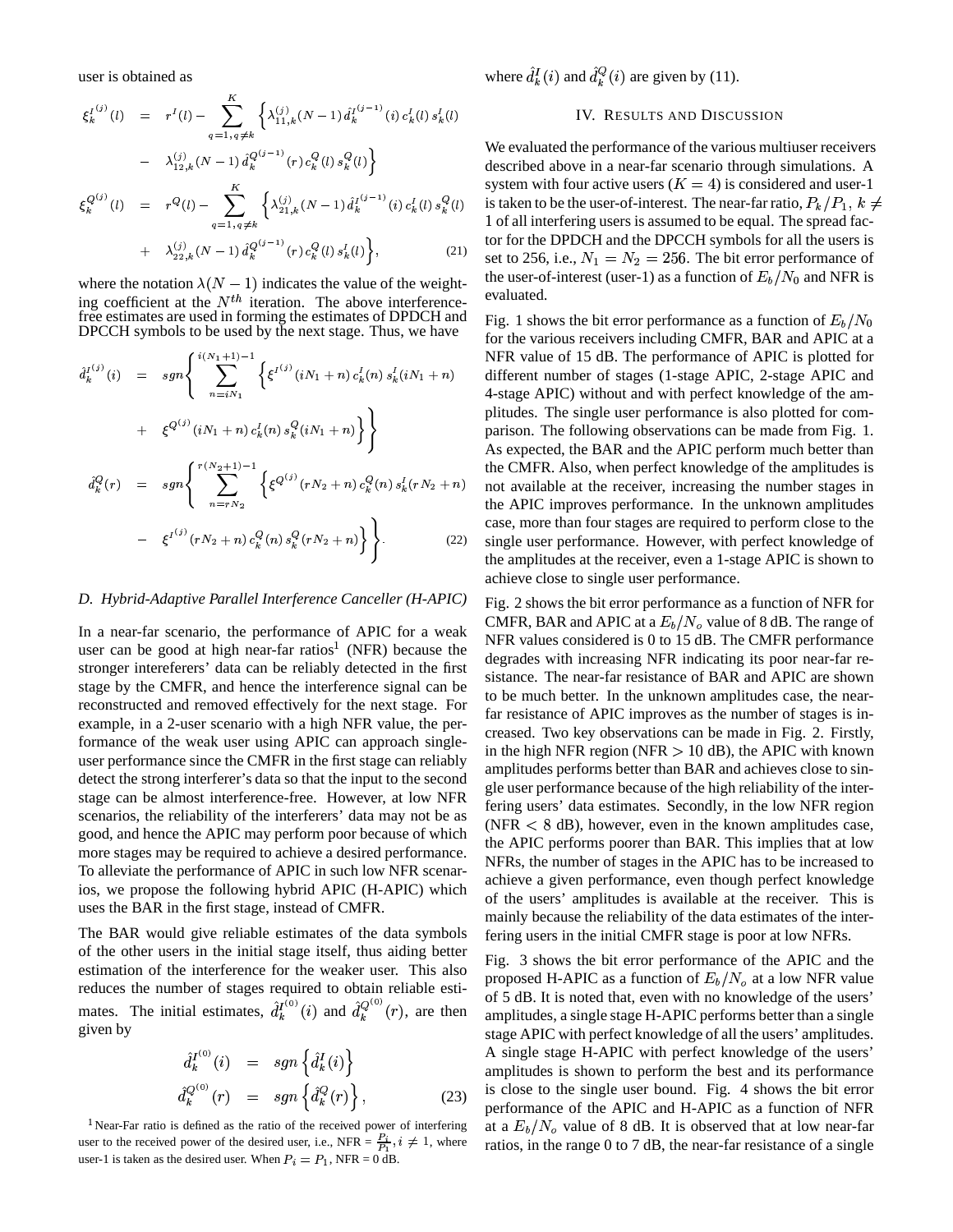user is obtained as

$$
\begin{aligned}
\xi_k^{I^{(j)}}(l) &= r^I(l) - \sum_{q=1,q\neq k}^{K} \Big\{ \lambda_{11,k}^{(j)}(N-1)\,\hat{d}_k^{I^{(j-1)}}(i)\,c_k^I(l)\,s_k^I(l) \\
&\quad - \lambda_{12,k}^{(j)}(N-1)\,\hat{d}_k^{Q^{(j-1)}}(r)\,c_k^Q(l)\,s_k^Q(l) \Big\} \\
\xi_k^{Q^{(j)}}(l) &= r^Q(l) - \sum_{q=1,q\neq k}^{K} \Big\{ \lambda_{21,k}^{(j)}(N-1)\,\hat{d}_k^{I^{(j-1)}}(i)\,c_k^I(l)\,s_k^Q(l) \\
&\quad + \lambda_{22,k}^{(j)}(N-1)\,\hat{d}_k^{Q^{(j-1)}}(r)\,c_k^Q(l)\,s_k^I(l) \Big\}, \qquad (21)
\end{aligned}
$$

where the notation $\lambda(N-1)$ indicates the value of the weighting coefficient at the $N^{th}$ iteration. The above interference-free estimates are used in forming the estimates of DPDCH and DPCCH symbols to be used by the next stage. Thus, we have

$$
\begin{aligned}
\hat{d}_k^{I^{(j)}}(i) &= sgn\Bigg\{ \sum_{n=iN_1}^{i(N_1+1)-1} \Big\{ \xi^{I^{(j)}}(iN_1+n)\,c_k^I(n)\,s_k^I(iN_1+n) \\
&\quad + \xi^{Q^{(j)}}(iN_1+n)\,c_k^I(n)\,s_k^Q(iN_1+n) \Big\} \Bigg\} \\
\hat{d}_k^Q(r) &= sgn\Bigg\{ \sum_{n=rN_2}^{r(N_2+1)-1} \Big\{ \xi^{Q^{(j)}}(rN_2+n)\,c_k^Q(n)\,s_k^I(rN_2+n) \\
&\quad - \xi^{I^{(j)}}(rN_2+n)\,c_k^Q(n)\,s_k^Q(rN_2+n) \Big\} \Bigg\}. \qquad (22)
\end{aligned}
$$

### *D. Hybrid-Adaptive Parallel Interference Canceller (H-APIC)*

In a near-far scenario, the performance of APIC for a weak user can be good at high near-far ratios[1] (NFR) because the stronger intereferers' data can be reliably detected in the first stage by the CMFR, and hence the interference signal can be reconstructed and removed effectively for the next stage. For example, in a 2-user scenario with a high NFR value, the performance of the weak user using APIC can approach single-user performance since the CMFR in the first stage can reliably detect the strong interferer's data so that the input to the second stage can be almost interference-free. However, at low NFR scenarios, the reliability of the interferers' data may not be as good, and hence the APIC may perform poor because of which more stages may be required to achieve a desired performance. To alleviate the performance of APIC in such low NFR scenarios, we propose the following hybrid APIC (H-APIC) which uses the BAR in the first stage, instead of CMFR.

The BAR would give reliable estimates of the data symbols of the other users in the initial stage itself, thus aiding better estimation of the interference for the weaker user. This also reduces the number of stages required to obtain reliable estimates. The initial estimates, $\hat{d}_k^{I^{(0)}}(i)$ and $\hat{d}_k^{Q^{(0)}}(r)$, are then given by

$$
\begin{aligned}
\hat{d}_k^{I^{(0)}}(i) &= sgn\left\{\hat{d}_k^I(i)\right\} \\
\hat{d}_k^{Q^{(0)}}(r) &= sgn\left\{\hat{d}_k^Q(r)\right\}, \qquad (23)
\end{aligned}
$$

where $\hat{d}_k^I(i)$ and $\hat{d}_k^Q(i)$ are given by (11).

[1] Near-Far ratio is defined as the ratio of the received power of interfering user to the received power of the desired user, i.e., NFR = $\frac{P_i}{P_1}, i \neq 1$, where user-1 is taken as the desired user. When $P_i = P_1$, NFR = 0 dB.

## IV. Results and Discussion

We evaluated the performance of the various multiuser receivers described above in a near-far scenario through simulations. A system with four active users ($K = 4$) is considered and user-1 is taken to be the user-of-interest. The near-far ratio, $P_k/P_1$, $k \neq 1$ of all interfering users is assumed to be equal. The spread factor for the DPDCH and the DPCCH symbols for all the users is set to 256, i.e., $N_1 = N_2 = 256$. The bit error performance of the user-of-interest (user-1) as a function of $E_b/N_0$ and NFR is evaluated.

Fig. 1 shows the bit error performance as a function of $E_b/N_0$ for the various receivers including CMFR, BAR and APIC at a NFR value of 15 dB. The performance of APIC is plotted for different number of stages (1-stage APIC, 2-stage APIC and 4-stage APIC) without and with perfect knowledge of the amplitudes. The single user performance is also plotted for comparison. The following observations can be made from Fig. 1. As expected, the BAR and the APIC perform much better than the CMFR. Also, when perfect knowledge of the amplitudes is not available at the receiver, increasing the number stages in the APIC improves performance. In the unknown amplitudes case, more than four stages are required to perform close to the single user performance. However, with perfect knowledge of the amplitudes at the receiver, even a 1-stage APIC is shown to achieve close to single user performance.

Fig. 2 shows the bit error performance as a function of NFR for CMFR, BAR and APIC at a $E_b/N_o$ value of 8 dB. The range of NFR values considered is 0 to 15 dB. The CMFR performance degrades with increasing NFR indicating its poor near-far resistance. The near-far resistance of BAR and APIC are shown to be much better. In the unknown amplitudes case, the near-far resistance of APIC improves as the number of stages is increased. Two key observations can be made in Fig. 2. Firstly, in the high NFR region (NFR $> 10$ dB), the APIC with known amplitudes performs better than BAR and achieves close to single user performance because of the high reliability of the interfering users' data estimates. Secondly, in the low NFR region (NFR $< 8$ dB), however, even in the known amplitudes case, the APIC performs poorer than BAR. This implies that at low NFRs, the number of stages in the APIC has to be increased to achieve a given performance, even though perfect knowledge of the users' amplitudes is available at the receiver. This is mainly because the reliability of the data estimates of the interfering users in the initial CMFR stage is poor at low NFRs.

Fig. 3 shows the bit error performance of the APIC and the proposed H-APIC as a function of $E_b/N_o$ at a low NFR value of 5 dB. It is noted that, even with no knowledge of the users' amplitudes, a single stage H-APIC performs better than a single stage APIC with perfect knowledge of all the users' amplitudes. A single stage H-APIC with perfect knowledge of the users' amplitudes is shown to perform the best and its performance is close to the single user bound. Fig. 4 shows the bit error performance of the APIC and H-APIC as a function of NFR at a $E_b/N_o$ value of 8 dB. It is observed that at low near-far ratios, in the range 0 to 7 dB, the near-far resistance of a single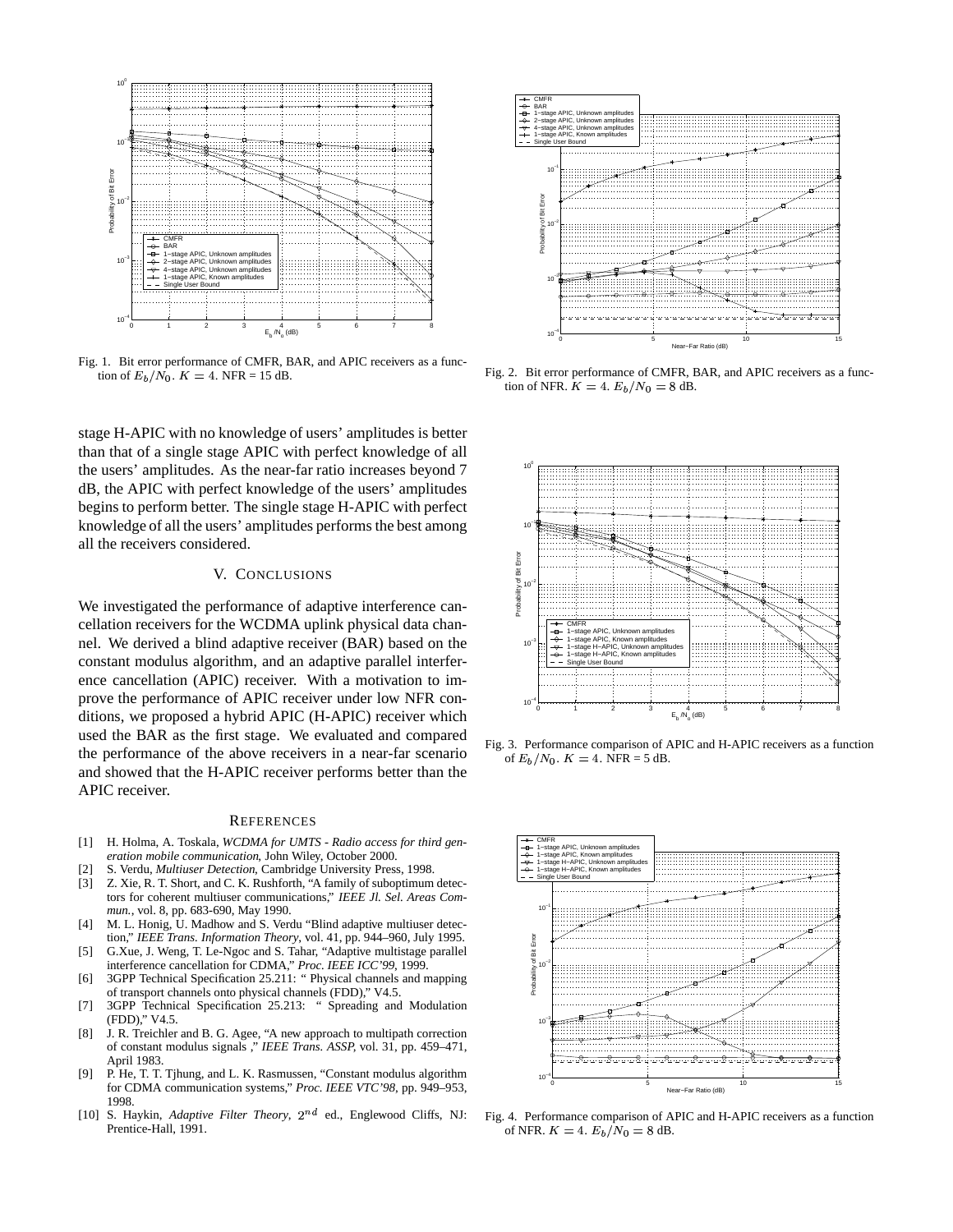10^0

10^-1

10^-2

10^-3

10^-4

0 1 2 3 4 5 6 7 8

$E_b/N_o$ (dB)

Probability of Bit Error

CMFR
BAR
1−stage APIC, Unknown amplitudes
2−stage APIC, Unknown amplitudes
4−stage APIC, Unknown amplitudes
1−stage APIC, Known amplitudes
Single User Bound

Fig. 1. Bit error performance of CMFR, BAR, and APIC receivers as a function of $E_b/N_0$. $K = 4$. NFR = 15 dB.

CMFR
BAR
1−stage APIC, Unknown amplitudes
2−stage APIC, Unknown amplitudes
4−stage APIC, Unknown amplitudes
1−stage APIC, Known amplitudes
Single User Bound

10^-1

10^-2

10^-3

10^-4

0 5 10 15

Near−Far Ratio (dB)

Probability of Bit Error

Fig. 2. Bit error performance of CMFR, BAR, and APIC receivers as a function of NFR. $K = 4$. $E_b/N_0 = 8$ dB.

stage H-APIC with no knowledge of users' amplitudes is better than that of a single stage APIC with perfect knowledge of all the users' amplitudes. As the near-far ratio increases beyond 7 dB, the APIC with perfect knowledge of the users' amplitudes begins to perform better. The single stage H-APIC with perfect knowledge of all the users' amplitudes performs the best among all the receivers considered.

## V. Conclusions

We investigated the performance of adaptive interference cancellation receivers for the WCDMA uplink physical data channel. We derived a blind adaptive receiver (BAR) based on the constant modulus algorithm, and an adaptive parallel interference cancellation (APIC) receiver. With a motivation to improve the performance of APIC receiver under low NFR conditions, we proposed a hybrid APIC (H-APIC) receiver which used the BAR as the first stage. We evaluated and compared the performance of the above receivers in a near-far scenario and showed that the H-APIC receiver performs better than the APIC receiver.

## References

[1] H. Holma, A. Toskala, *WCDMA for UMTS - Radio access for third generation mobile communication*, John Wiley, October 2000.

[2] S. Verdu, *Multiuser Detection*, Cambridge University Press, 1998.

[3] Z. Xie, R. T. Short, and C. K. Rushforth, "A family of suboptimum detectors for coherent multiuser communications," *IEEE Jl. Sel. Areas Commun.*, vol. 8, pp. 683-690, May 1990.

[4] M. L. Honig, U. Madhow and S. Verdu "Blind adaptive multiuser detection," *IEEE Trans. Information Theory*, vol. 41, pp. 944–960, July 1995.

[5] G.Xue, J. Weng, T. Le-Ngoc and S. Tahar, "Adaptive multistage parallel interference cancellation for CDMA," *Proc. IEEE ICC'99*, 1999.

[6] 3GPP Technical Specification 25.211: " Physical channels and mapping of transport channels onto physical channels (FDD)," V4.5.

[7] 3GPP Technical Specification 25.213: " Spreading and Modulation (FDD)," V4.5.

[8] J. R. Treichler and B. G. Agee, "A new approach to multipath correction of constant modulus signals ," *IEEE Trans. ASSP*, vol. 31, pp. 459–471, April 1983.

[9] P. He, T. T. Tjhung, and L. K. Rasmussen, "Constant modulus algorithm for CDMA communication systems," *Proc. IEEE VTC'98*, pp. 949–953, 1998.

[10] S. Haykin, *Adaptive Filter Theory*, $2^{nd}$ ed., Englewood Cliffs, NJ: Prentice-Hall, 1991.

10^0

10^-1

10^-2

10^-3

10^-4

0 1 2 3 4 5 6 7 8

$E_b/N_o$ (dB)

Probability of Bit Error

CMFR
1−stage APIC, Unknown amplitudes
1−stage APIC, Known amplitudes
1−stage H−APIC, Unknown amplitudes
1−stage H−APIC, Known amplitudes
Single User Bound

Fig. 3. Performance comparison of APIC and H-APIC receivers as a function of $E_b/N_0$. $K = 4$. NFR = 5 dB.

CMFR
1−stage APIC, Unknown amplitudes
1−stage APIC, Known amplitudes
1−stage H−APIC, Unknown amplitudes
1−stage H−APIC, Known amplitudes
Single User Bound

10^-1

10^-2

10^-3

10^-4

0 5 10 15

Near−Far Ratio (dB)

Probability of Bit Error

Fig. 4. Performance comparison of APIC and H-APIC receivers as a function of NFR. $K = 4$. $E_b/N_0 = 8$ dB.